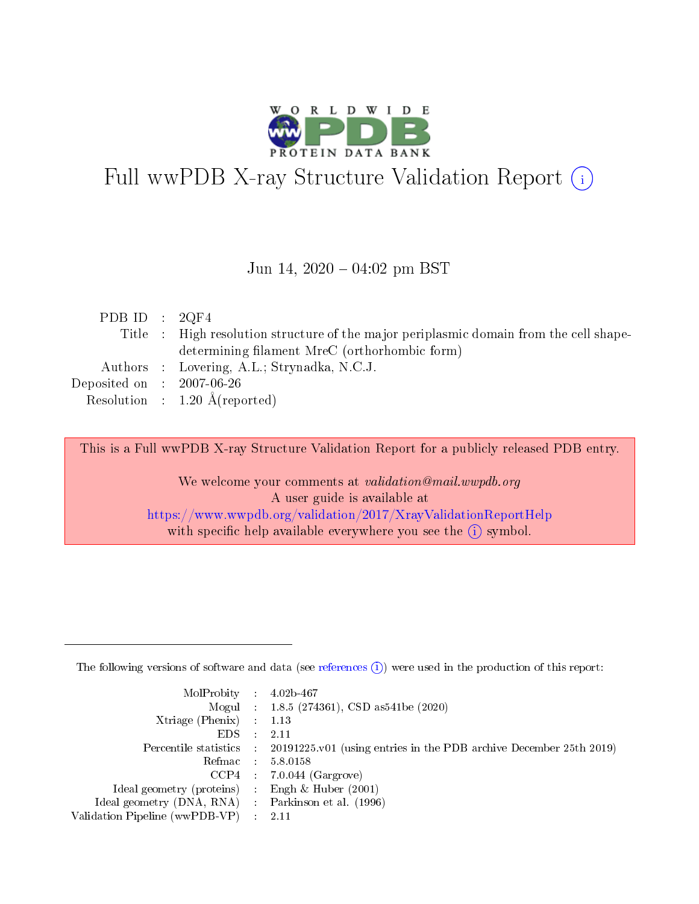# Full wwPDB X-ray Structure Validation Report ⓘ

Jun 14, 2020 – 04:02 pm BST

| | | |
|---|---|---|
| PDB ID | : | 2QF4 |
| Title | : | High resolution structure of the major periplasmic domain from the cell shape-determining filament MreC (orthorhombic form) |
| Authors | : | Lovering, A.L.; Strynadka, N.C.J. |
| Deposited on | : | 2007-06-26 |
| Resolution | : | 1.20 Å(reported) |

This is a Full wwPDB X-ray Structure Validation Report for a publicly released PDB entry.

We welcome your comments at *validation@mail.wwpdb.org*
A user guide is available at
https://www.wwpdb.org/validation/2017/XrayValidationReportHelp
with specific help available everywhere you see the ⓘ symbol.

---

The following versions of software and data (see references ⓘ) were used in the production of this report:

| | | |
|---|---|---|
| MolProbity | : | 4.02b-467 |
| Mogul | : | 1.8.5 (274361), CSD as541be (2020) |
| Xtriage (Phenix) | : | 1.13 |
| EDS | : | 2.11 |
| Percentile statistics | : | 20191225.v01 (using entries in the PDB archive December 25th 2019) |
| Refmac | : | 5.8.0158 |
| CCP4 | : | 7.0.044 (Gargrove) |
| Ideal geometry (proteins) | : | Engh & Huber (2001) |
| Ideal geometry (DNA, RNA) | : | Parkinson et al. (1996) |
| Validation Pipeline (wwPDB-VP) | : | 2.11 |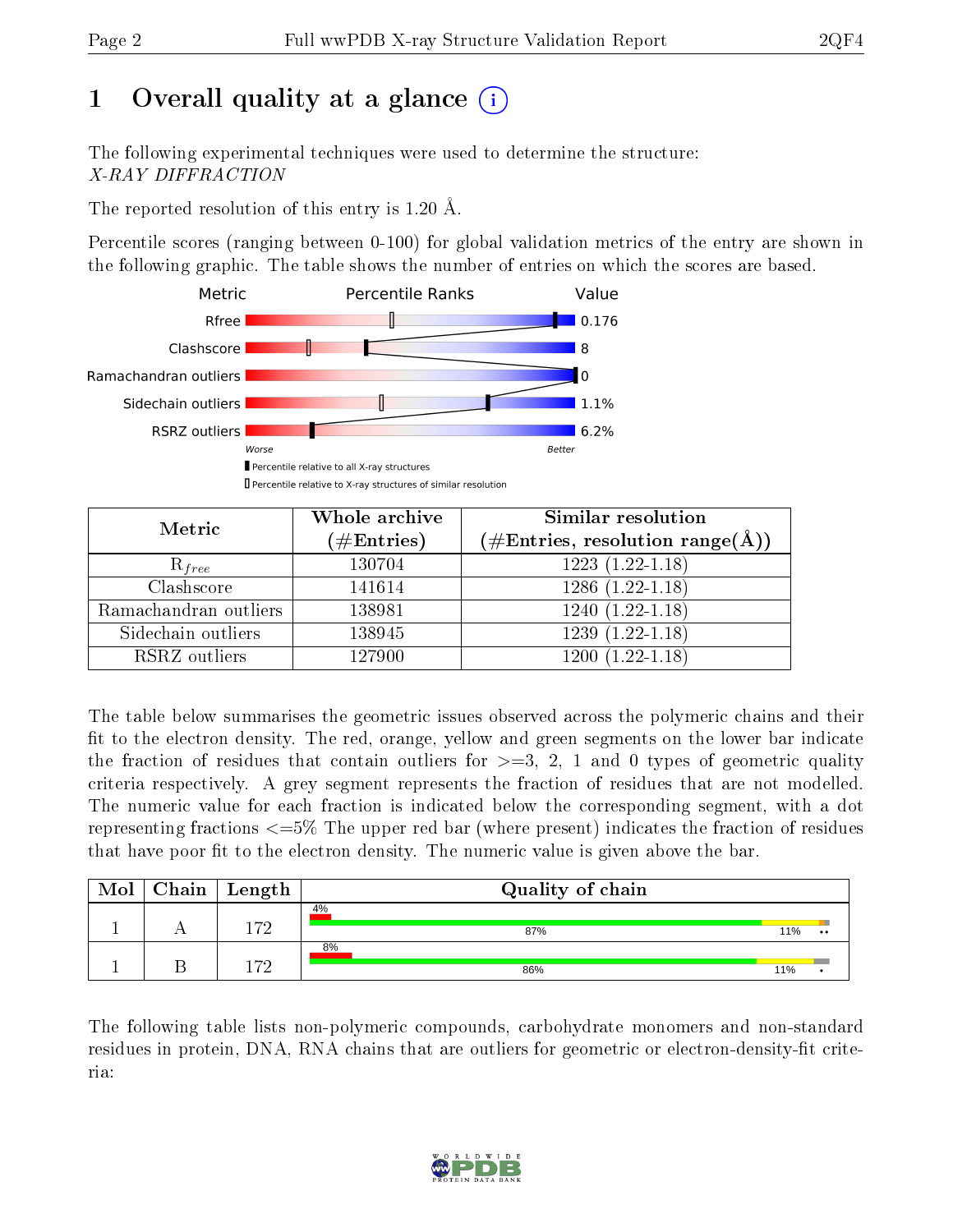# 1 Overall quality at a glance

The following experimental techniques were used to determine the structure:
*X-RAY DIFFRACTION*

The reported resolution of this entry is 1.20 Å.

Percentile scores (ranging between 0-100) for global validation metrics of the entry are shown in the following graphic. The table shows the number of entries on which the scores are based.

| Metric | Value |
|---|---|
| Rfree | 0.176 |
| Clashscore | 8 |
| Ramachandran outliers | 0 |
| Sidechain outliers | 1.1% |
| RSRZ outliers | 6.2% |

| Metric | Whole archive (#Entries) | Similar resolution (#Entries, resolution range(Å)) |
|---|---|---|
| $R_{free}$ | 130704 | 1223 (1.22-1.18) |
| Clashscore | 141614 | 1286 (1.22-1.18) |
| Ramachandran outliers | 138981 | 1240 (1.22-1.18) |
| Sidechain outliers | 138945 | 1239 (1.22-1.18) |
| RSRZ outliers | 127900 | 1200 (1.22-1.18) |

The table below summarises the geometric issues observed across the polymeric chains and their fit to the electron density. The red, orange, yellow and green segments on the lower bar indicate the fraction of residues that contain outliers for >=3, 2, 1 and 0 types of geometric quality criteria respectively. A grey segment represents the fraction of residues that are not modelled. The numeric value for each fraction is indicated below the corresponding segment, with a dot representing fractions <=5% The upper red bar (where present) indicates the fraction of residues that have poor fit to the electron density. The numeric value is given above the bar.

| Mol | Chain | Length | Quality of chain |
|---|---|---|---|
| 1 | A | 172 | 4% ; 87% ; 11% ; •• |
| 1 | B | 172 | 8% ; 86% ; 11% ; • |

The following table lists non-polymeric compounds, carbohydrate monomers and non-standard residues in protein, DNA, RNA chains that are outliers for geometric or electron-density-fit criteria: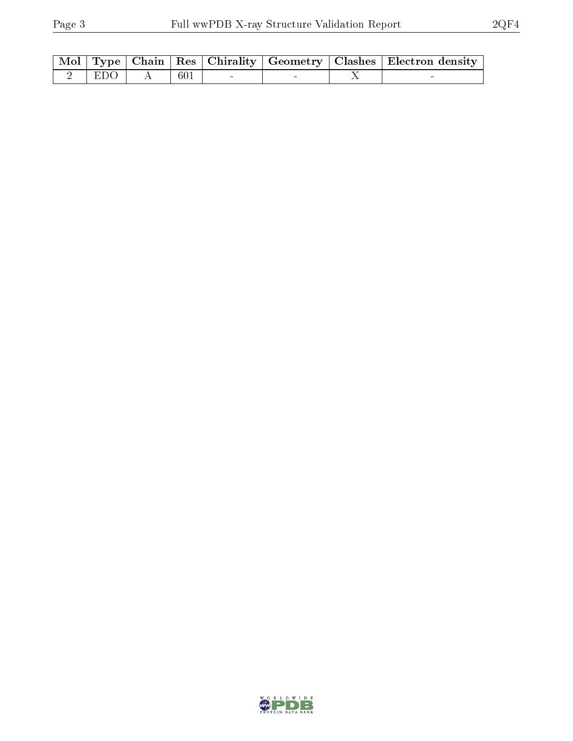| Mol | Type | Chain | Res | Chirality | Geometry | Clashes | Electron density |
|---|---|---|---|---|---|---|---|
| 2 | EDO | A | 601 | - | - | X | - |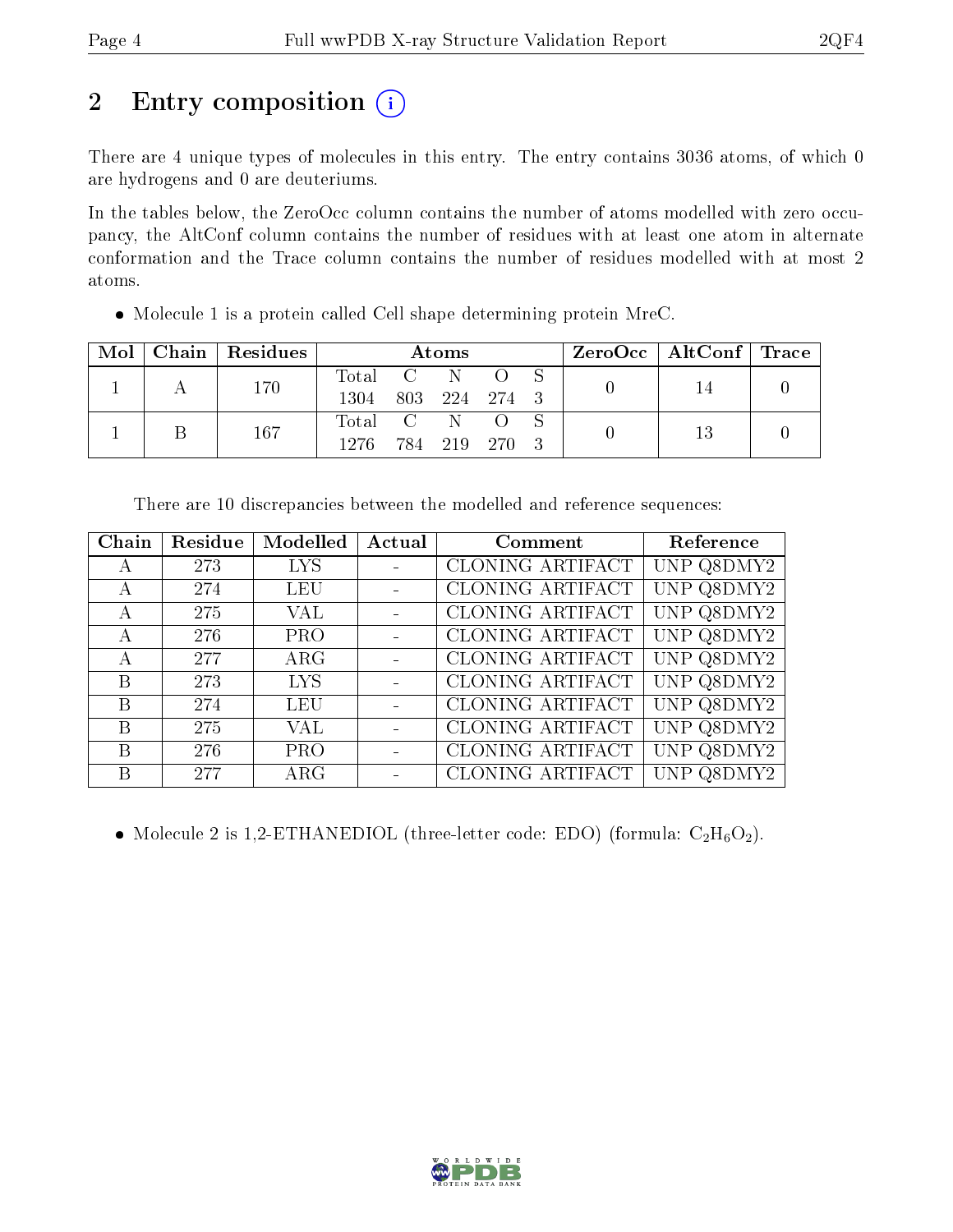## 2 Entry composition

There are 4 unique types of molecules in this entry. The entry contains 3036 atoms, of which 0 are hydrogens and 0 are deuteriums.

In the tables below, the ZeroOcc column contains the number of atoms modelled with zero occupancy, the AltConf column contains the number of residues with at least one atom in alternate conformation and the Trace column contains the number of residues modelled with at most 2 atoms.

- Molecule 1 is a protein called Cell shape determining protein MreC.

| Mol | Chain | Residues | Atoms | | | | | ZeroOcc | AltConf | Trace |
|---|---|---|---|---|---|---|---|---|---|---|
| 1 | A | 170 | Total | C | N | O | S | 0 | 14 | 0 |
| | | | 1304 | 803 | 224 | 274 | 3 | | | |
| 1 | B | 167 | Total | C | N | O | S | 0 | 13 | 0 |
| | | | 1276 | 784 | 219 | 270 | 3 | | | |

There are 10 discrepancies between the modelled and reference sequences:

| Chain | Residue | Modelled | Actual | Comment | Reference |
|---|---|---|---|---|---|
| A | 273 | LYS | - | CLONING ARTIFACT | UNP Q8DMY2 |
| A | 274 | LEU | - | CLONING ARTIFACT | UNP Q8DMY2 |
| A | 275 | VAL | - | CLONING ARTIFACT | UNP Q8DMY2 |
| A | 276 | PRO | - | CLONING ARTIFACT | UNP Q8DMY2 |
| A | 277 | ARG | - | CLONING ARTIFACT | UNP Q8DMY2 |
| B | 273 | LYS | - | CLONING ARTIFACT | UNP Q8DMY2 |
| B | 274 | LEU | - | CLONING ARTIFACT | UNP Q8DMY2 |
| B | 275 | VAL | - | CLONING ARTIFACT | UNP Q8DMY2 |
| B | 276 | PRO | - | CLONING ARTIFACT | UNP Q8DMY2 |
| B | 277 | ARG | - | CLONING ARTIFACT | UNP Q8DMY2 |

- Molecule 2 is 1,2-ETHANEDIOL (three-letter code: EDO) (formula: $C_2H_6O_2$).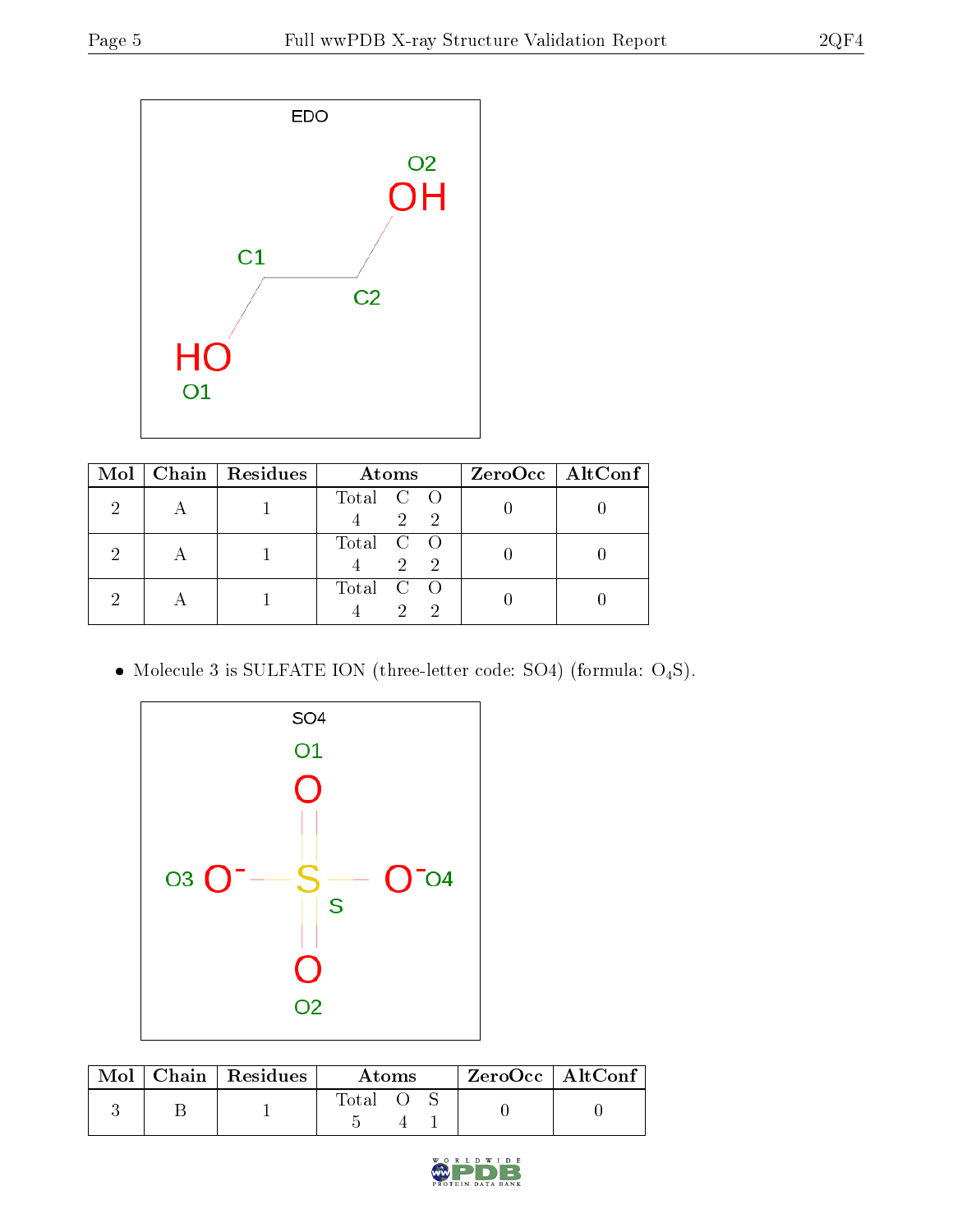| Mol | Chain | Residues | Atoms | | | ZeroOcc | AltConf |
|---|---|---|---|---|---|---|---|
| | | | Total | C | O | | |
| 2 | A | 1 | 4 | 2 | 2 | 0 | 0 |
| 2 | A | 1 | 4 | 2 | 2 | 0 | 0 |
| 2 | A | 1 | 4 | 2 | 2 | 0 | 0 |

- Molecule 3 is SULFATE ION (three-letter code: SO4) (formula: $O_4S$).

| Mol | Chain | Residues | Atoms | | | ZeroOcc | AltConf |
|---|---|---|---|---|---|---|---|
| | | | Total | O | S | | |
| 3 | B | 1 | 5 | 4 | 1 | 0 | 0 |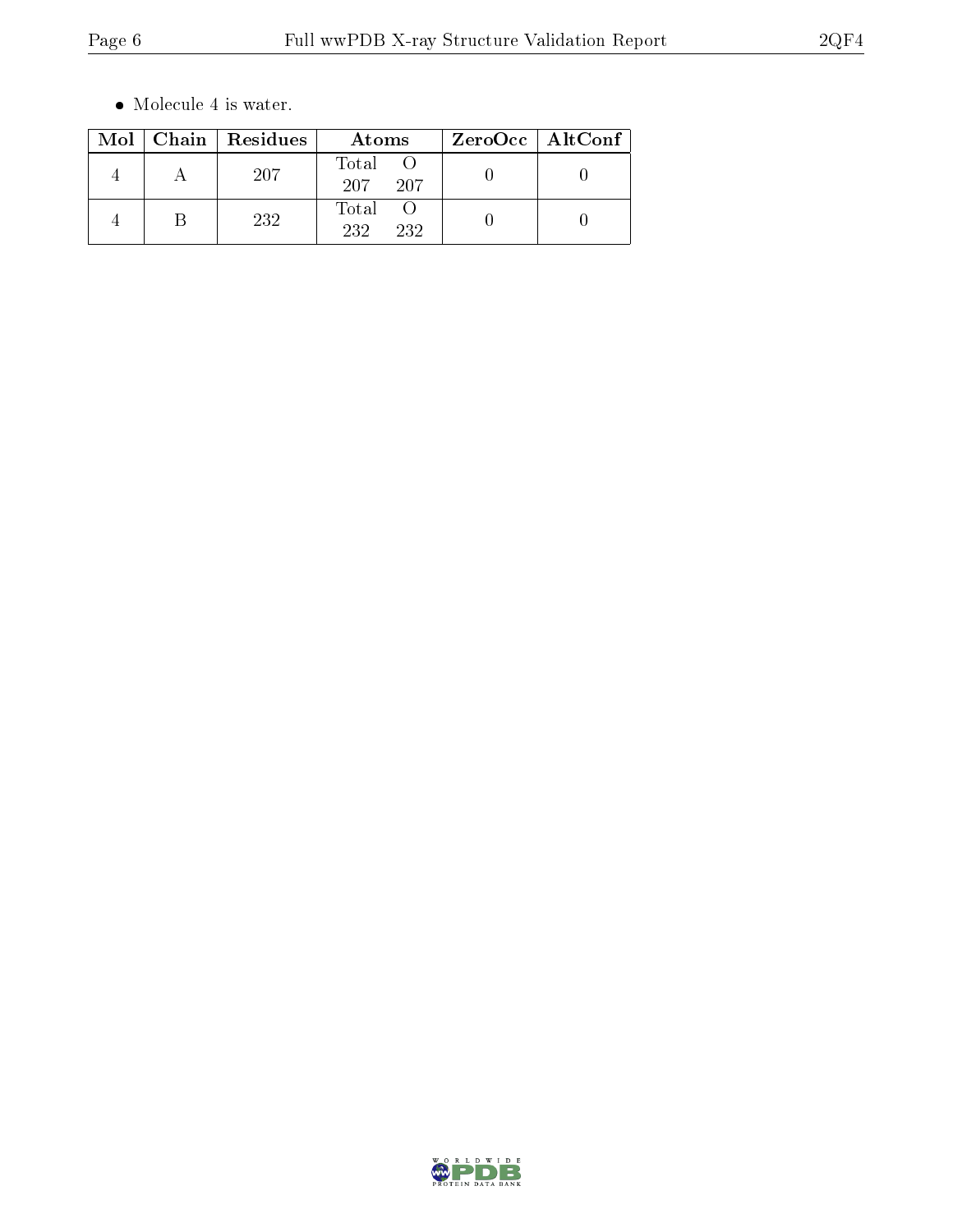- Molecule 4 is water.

| Mol | Chain | Residues | Atoms | | ZeroOcc | AltConf |
|---|---|---|---|---|---|---|
| | | | Total | O | | |
| 4 | A | 207 | 207 | 207 | 0 | 0 |
| 4 | B | 232 | 232 | 232 | 0 | 0 |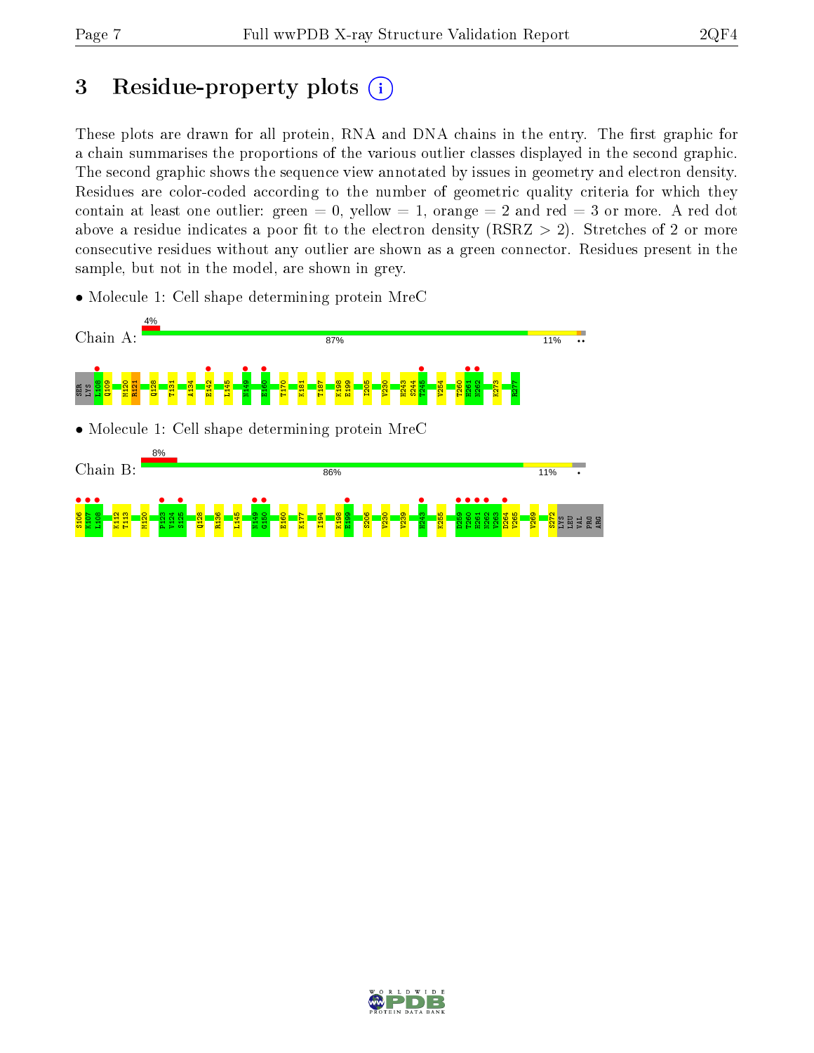# 3 Residue-property plots

These plots are drawn for all protein, RNA and DNA chains in the entry. The first graphic for a chain summarises the proportions of the various outlier classes displayed in the second graphic. The second graphic shows the sequence view annotated by issues in geometry and electron density. Residues are color-coded according to the number of geometric quality criteria for which they contain at least one outlier: green = 0, yellow = 1, orange = 2 and red = 3 or more. A red dot above a residue indicates a poor fit to the electron density (RSRZ > 2). Stretches of 2 or more consecutive residues without any outlier are shown as a green connector. Residues present in the sample, but not in the model, are shown in grey.

- Molecule 1: Cell shape determining protein MreC

Chain A: 4% | 87% | 11% | ••

SER LYS L108 Q109 M120 R121 Q128 T131 A134 E142 L145 N149 E160 T170 K181 T187 K198 E199 I205 V230 H243 S244 T245 V254 T260 H261 N262 K273 R277

- Molecule 1: Cell shape determining protein MreC

Chain B: 8% | 86% | 11% | •

S106 K107 L108 K112 T113 M120 P123 V124 S125 Q128 R136 L145 N149 G150 E160 K177 I194 K198 E199 S206 V230 V239 H243 K255 D259 T260 H261 N262 V263 D264 V265 V269 S272 LYS LEU VAL PRO ARG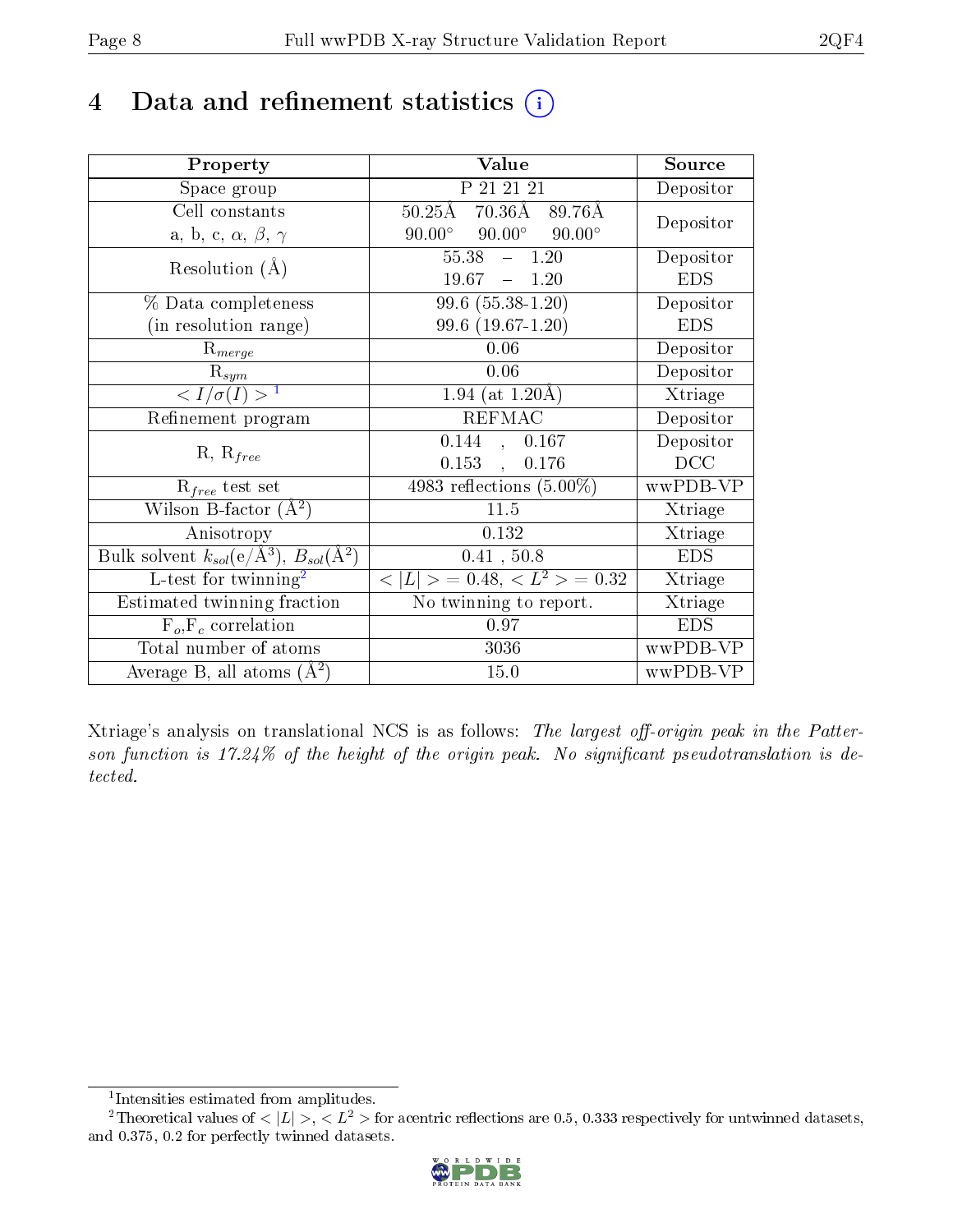# 4 Data and refinement statistics (i)

| Property | Value | Source |
|---|---|---|
| Space group | P 21 21 21 | Depositor |
| Cell constants<br>a, b, c, $\alpha$, $\beta$, $\gamma$ | 50.25Å 70.36Å 89.76Å<br>90.00° 90.00° 90.00° | Depositor |
| Resolution (Å) | 55.38 – 1.20<br>19.67 – 1.20 | Depositor<br>EDS |
| % Data completeness<br>(in resolution range) | 99.6 (55.38-1.20)<br>99.6 (19.67-1.20) | Depositor<br>EDS |
| $R_{merge}$ | 0.06 | Depositor |
| $R_{sym}$ | 0.06 | Depositor |
| $< I/\sigma(I) >$ [1] | 1.94 (at 1.20Å) | Xtriage |
| Refinement program | REFMAC | Depositor |
| R, $R_{free}$ | 0.144 , 0.167<br>0.153 , 0.176 | Depositor<br>DCC |
| $R_{free}$ test set | 4983 reflections (5.00%) | wwPDB-VP |
| Wilson B-factor (Å$^2$) | 11.5 | Xtriage |
| Anisotropy | 0.132 | Xtriage |
| Bulk solvent $k_{sol}$(e/Å$^3$), $B_{sol}$(Å$^2$) | 0.41 , 50.8 | EDS |
| L-test for twinning[2] | $< \lvert L \rvert >$ = 0.48, $< L^2 >$ = 0.32 | Xtriage |
| Estimated twinning fraction | No twinning to report. | Xtriage |
| $F_o$,$F_c$ correlation | 0.97 | EDS |
| Total number of atoms | 3036 | wwPDB-VP |
| Average B, all atoms (Å$^2$) | 15.0 | wwPDB-VP |

Xtriage's analysis on translational NCS is as follows: *The largest off-origin peak in the Patterson function is 17.24% of the height of the origin peak. No significant pseudotranslation is detected.*

[1] Intensities estimated from amplitudes.

[2] Theoretical values of $< \lvert L \rvert >$, $< L^2 >$ for acentric reflections are 0.5, 0.333 respectively for untwinned datasets, and 0.375, 0.2 for perfectly twinned datasets.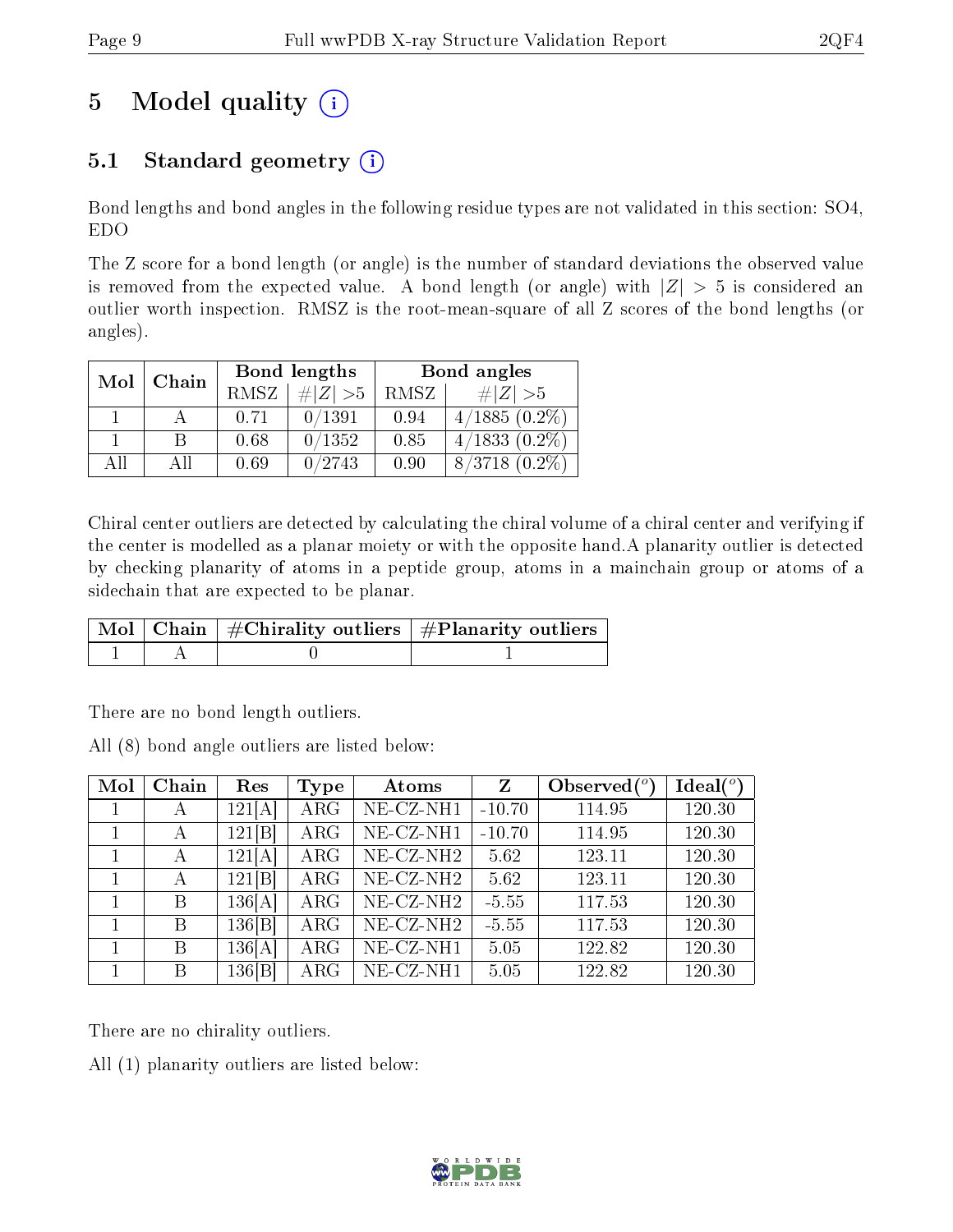# 5 Model quality

## 5.1 Standard geometry

Bond lengths and bond angles in the following residue types are not validated in this section: SO4, EDO

The Z score for a bond length (or angle) is the number of standard deviations the observed value is removed from the expected value. A bond length (or angle) with $|Z| > 5$ is considered an outlier worth inspection. RMSZ is the root-mean-square of all Z scores of the bond lengths (or angles).

| Mol | Chain | Bond lengths | | Bond angles | |
|---|---|---|---|---|---|
| | | RMSZ | #\|Z\| >5 | RMSZ | #\|Z\| >5 |
| 1 | A | 0.71 | 0/1391 | 0.94 | 4/1885 (0.2%) |
| 1 | B | 0.68 | 0/1352 | 0.85 | 4/1833 (0.2%) |
| All | All | 0.69 | 0/2743 | 0.90 | 8/3718 (0.2%) |

Chiral center outliers are detected by calculating the chiral volume of a chiral center and verifying if the center is modelled as a planar moiety or with the opposite hand.A planarity outlier is detected by checking planarity of atoms in a peptide group, atoms in a mainchain group or atoms of a sidechain that are expected to be planar.

| Mol | Chain | #Chirality outliers | #Planarity outliers |
|---|---|---|---|
| 1 | A | 0 | 1 |

There are no bond length outliers.

All (8) bond angle outliers are listed below:

| Mol | Chain | Res | Type | Atoms | Z | Observed(°) | Ideal(°) |
|---|---|---|---|---|---|---|---|
| 1 | A | 121[A] | ARG | NE-CZ-NH1 | -10.70 | 114.95 | 120.30 |
| 1 | A | 121[B] | ARG | NE-CZ-NH1 | -10.70 | 114.95 | 120.30 |
| 1 | A | 121[A] | ARG | NE-CZ-NH2 | 5.62 | 123.11 | 120.30 |
| 1 | A | 121[B] | ARG | NE-CZ-NH2 | 5.62 | 123.11 | 120.30 |
| 1 | B | 136[A] | ARG | NE-CZ-NH2 | -5.55 | 117.53 | 120.30 |
| 1 | B | 136[B] | ARG | NE-CZ-NH2 | -5.55 | 117.53 | 120.30 |
| 1 | B | 136[A] | ARG | NE-CZ-NH1 | 5.05 | 122.82 | 120.30 |
| 1 | B | 136[B] | ARG | NE-CZ-NH1 | 5.05 | 122.82 | 120.30 |

There are no chirality outliers.

All (1) planarity outliers are listed below: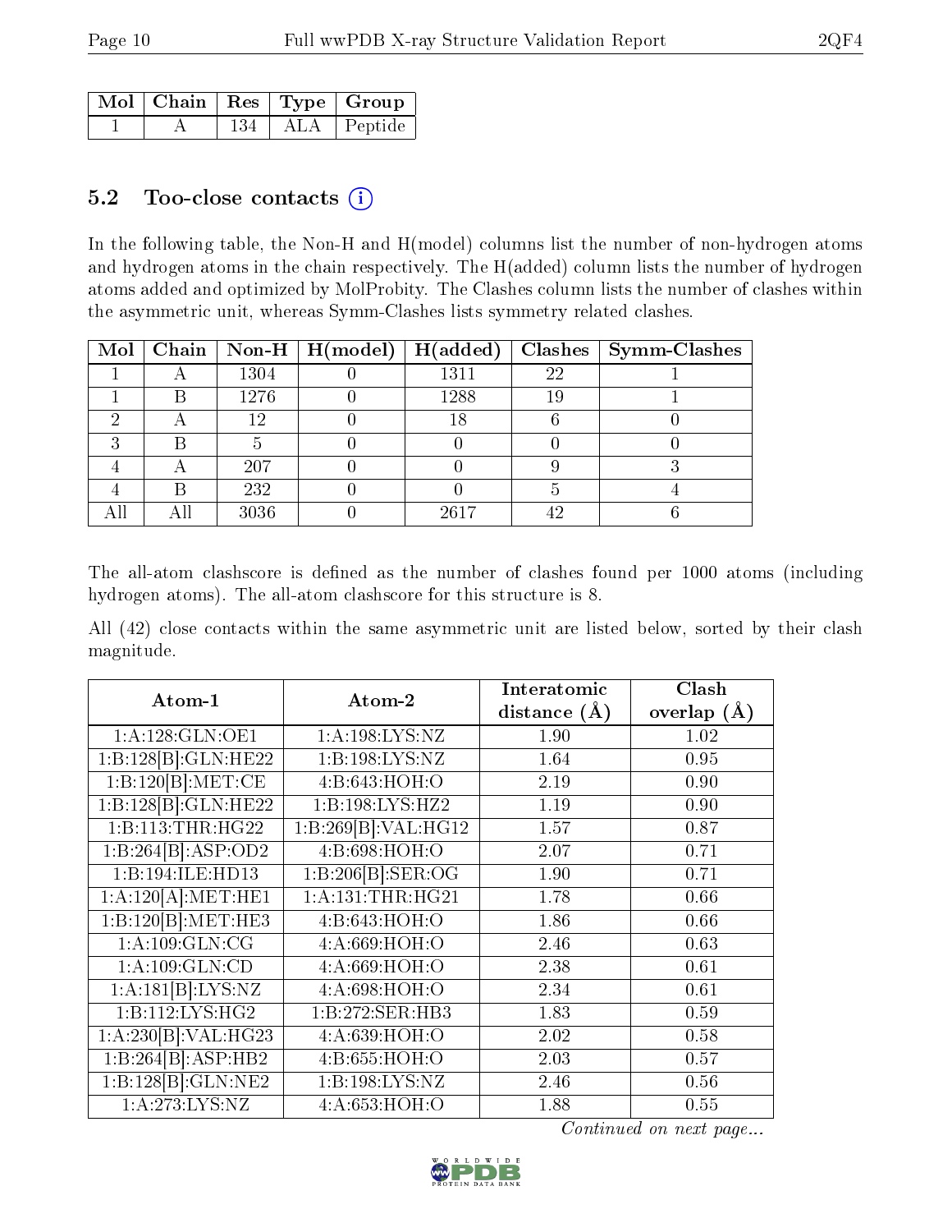| Mol | Chain | Res | Type | Group |
|---|---|---|---|---|
| 1 | A | 134 | ALA | Peptide |

### 5.2 Too-close contacts (i)

In the following table, the Non-H and H(model) columns list the number of non-hydrogen atoms and hydrogen atoms in the chain respectively. The H(added) column lists the number of hydrogen atoms added and optimized by MolProbity. The Clashes column lists the number of clashes within the asymmetric unit, whereas Symm-Clashes lists symmetry related clashes.

| Mol | Chain | Non-H | H(model) | H(added) | Clashes | Symm-Clashes |
|---|---|---|---|---|---|---|
| 1 | A | 1304 | 0 | 1311 | 22 | 1 |
| 1 | B | 1276 | 0 | 1288 | 19 | 1 |
| 2 | A | 12 | 0 | 18 | 6 | 0 |
| 3 | B | 5 | 0 | 0 | 0 | 0 |
| 4 | A | 207 | 0 | 0 | 9 | 3 |
| 4 | B | 232 | 0 | 0 | 5 | 4 |
| All | All | 3036 | 0 | 2617 | 42 | 6 |

The all-atom clashscore is defined as the number of clashes found per 1000 atoms (including hydrogen atoms). The all-atom clashscore for this structure is 8.

All (42) close contacts within the same asymmetric unit are listed below, sorted by their clash magnitude.

| Atom-1 | Atom-2 | Interatomic distance (Å) | Clash overlap (Å) |
|---|---|---|---|
| 1:A:128:GLN:OE1 | 1:A:198:LYS:NZ | 1.90 | 1.02 |
| 1:B:128[B]:GLN:HE22 | 1:B:198:LYS:NZ | 1.64 | 0.95 |
| 1:B:120[B]:MET:CE | 4:B:643:HOH:O | 2.19 | 0.90 |
| 1:B:128[B]:GLN:HE22 | 1:B:198:LYS:HZ2 | 1.19 | 0.90 |
| 1:B:113:THR:HG22 | 1:B:269[B]:VAL:HG12 | 1.57 | 0.87 |
| 1:B:264[B]:ASP:OD2 | 4:B:698:HOH:O | 2.07 | 0.71 |
| 1:B:194:ILE:HD13 | 1:B:206[B]:SER:OG | 1.90 | 0.71 |
| 1:A:120[A]:MET:HE1 | 1:A:131:THR:HG21 | 1.78 | 0.66 |
| 1:B:120[B]:MET:HE3 | 4:B:643:HOH:O | 1.86 | 0.66 |
| 1:A:109:GLN:CG | 4:A:669:HOH:O | 2.46 | 0.63 |
| 1:A:109:GLN:CD | 4:A:669:HOH:O | 2.38 | 0.61 |
| 1:A:181[B]:LYS:NZ | 4:A:698:HOH:O | 2.34 | 0.61 |
| 1:B:112:LYS:HG2 | 1:B:272:SER:HB3 | 1.83 | 0.59 |
| 1:A:230[B]:VAL:HG23 | 4:A:639:HOH:O | 2.02 | 0.58 |
| 1:B:264[B]:ASP:HB2 | 4:B:655:HOH:O | 2.03 | 0.57 |
| 1:B:128[B]:GLN:NE2 | 1:B:198:LYS:NZ | 2.46 | 0.56 |
| 1:A:273:LYS:NZ | 4:A:653:HOH:O | 1.88 | 0.55 |

*Continued on next page...*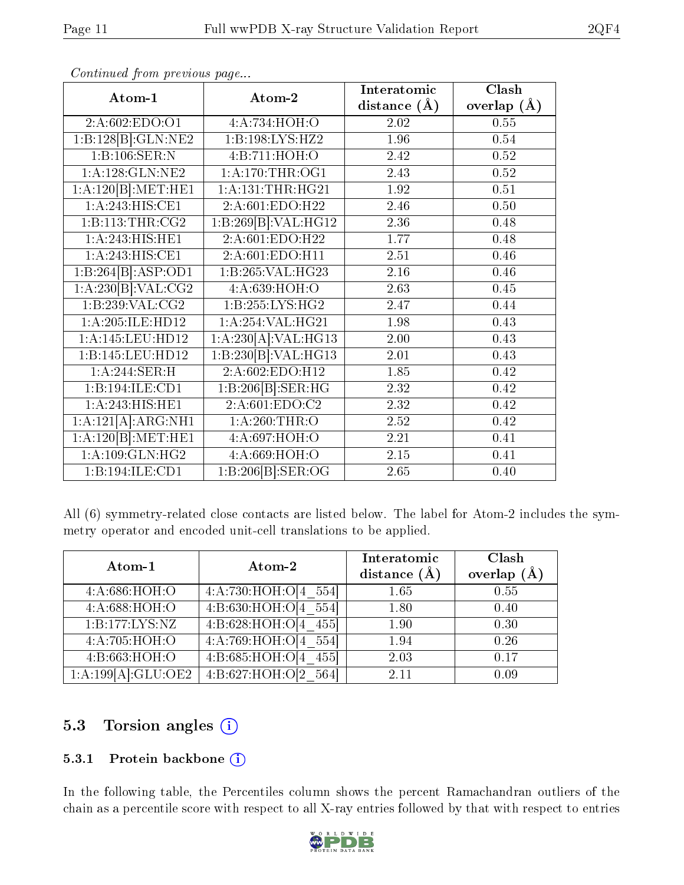*Continued from previous page...*

| Atom-1 | Atom-2 | Interatomic distance (Å) | Clash overlap (Å) |
|---|---|---|---|
| 2:A:602:EDO:O1 | 4:A:734:HOH:O | 2.02 | 0.55 |
| 1:B:128[B]:GLN:NE2 | 1:B:198:LYS:HZ2 | 1.96 | 0.54 |
| 1:B:106:SER:N | 4:B:711:HOH:O | 2.42 | 0.52 |
| 1:A:128:GLN:NE2 | 1:A:170:THR:OG1 | 2.43 | 0.52 |
| 1:A:120[B]:MET:HE1 | 1:A:131:THR:HG21 | 1.92 | 0.51 |
| 1:A:243:HIS:CE1 | 2:A:601:EDO:H22 | 2.46 | 0.50 |
| 1:B:113:THR:CG2 | 1:B:269[B]:VAL:HG12 | 2.36 | 0.48 |
| 1:A:243:HIS:HE1 | 2:A:601:EDO:H22 | 1.77 | 0.48 |
| 1:A:243:HIS:CE1 | 2:A:601:EDO:H11 | 2.51 | 0.46 |
| 1:B:264[B]:ASP:OD1 | 1:B:265:VAL:HG23 | 2.16 | 0.46 |
| 1:A:230[B]:VAL:CG2 | 4:A:639:HOH:O | 2.63 | 0.45 |
| 1:B:239:VAL:CG2 | 1:B:255:LYS:HG2 | 2.47 | 0.44 |
| 1:A:205:ILE:HD12 | 1:A:254:VAL:HG21 | 1.98 | 0.43 |
| 1:A:145:LEU:HD12 | 1:A:230[A]:VAL:HG13 | 2.00 | 0.43 |
| 1:B:145:LEU:HD12 | 1:B:230[B]:VAL:HG13 | 2.01 | 0.43 |
| 1:A:244:SER:H | 2:A:602:EDO:H12 | 1.85 | 0.42 |
| 1:B:194:ILE:CD1 | 1:B:206[B]:SER:HG | 2.32 | 0.42 |
| 1:A:243:HIS:HE1 | 2:A:601:EDO:C2 | 2.32 | 0.42 |
| 1:A:121[A]:ARG:NH1 | 1:A:260:THR:O | 2.52 | 0.42 |
| 1:A:120[B]:MET:HE1 | 4:A:697:HOH:O | 2.21 | 0.41 |
| 1:A:109:GLN:HG2 | 4:A:669:HOH:O | 2.15 | 0.41 |
| 1:B:194:ILE:CD1 | 1:B:206[B]:SER:OG | 2.65 | 0.40 |

All (6) symmetry-related close contacts are listed below. The label for Atom-2 includes the symmetry operator and encoded unit-cell translations to be applied.

| Atom-1 | Atom-2 | Interatomic distance (Å) | Clash overlap (Å) |
|---|---|---|---|
| 4:A:686:HOH:O | 4:A:730:HOH:O[4_554] | 1.65 | 0.55 |
| 4:A:688:HOH:O | 4:B:630:HOH:O[4_554] | 1.80 | 0.40 |
| 1:B:177:LYS:NZ | 4:B:628:HOH:O[4_455] | 1.90 | 0.30 |
| 4:A:705:HOH:O | 4:A:769:HOH:O[4_554] | 1.94 | 0.26 |
| 4:B:663:HOH:O | 4:B:685:HOH:O[4_455] | 2.03 | 0.17 |
| 1:A:199[A]:GLU:OE2 | 4:B:627:HOH:O[2_564] | 2.11 | 0.09 |

## 5.3 Torsion angles

### 5.3.1 Protein backbone

In the following table, the Percentiles column shows the percent Ramachandran outliers of the chain as a percentile score with respect to all X-ray entries followed by that with respect to entries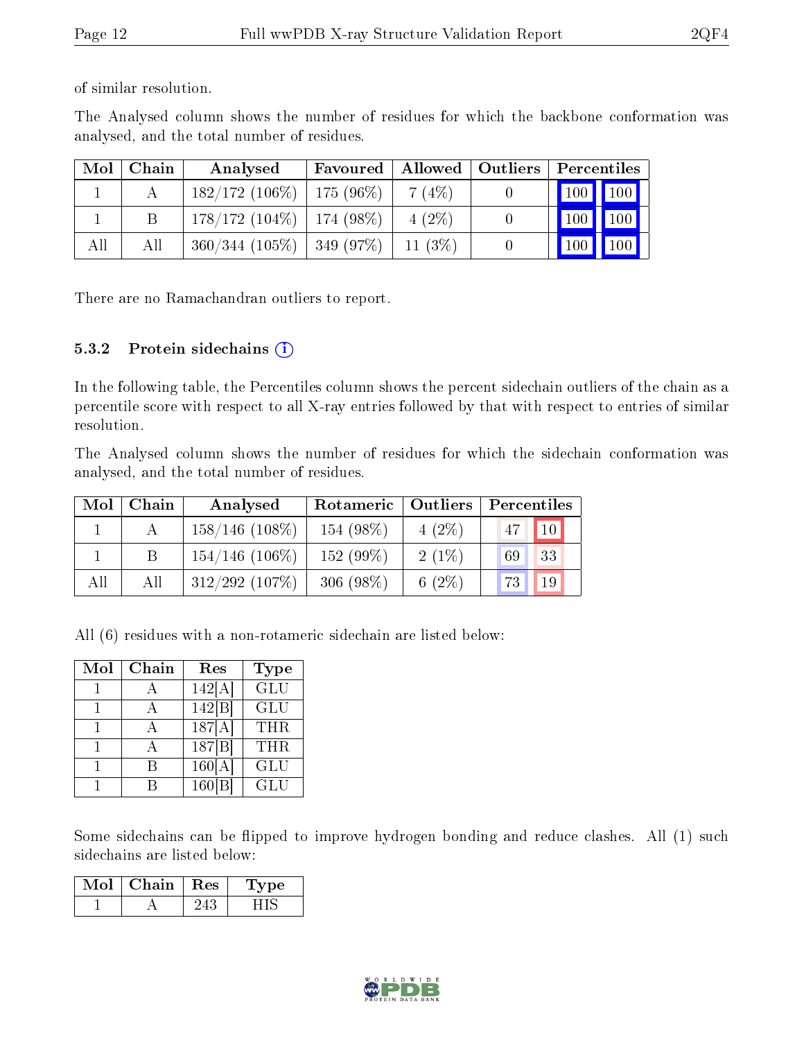of similar resolution.

The Analysed column shows the number of residues for which the backbone conformation was analysed, and the total number of residues.

| Mol | Chain | Analysed | Favoured | Allowed | Outliers | Percentiles | |
|---|---|---|---|---|---|---|---|
| 1 | A | 182/172 (106%) | 175 (96%) | 7 (4%) | 0 | 100 | 100 |
| 1 | B | 178/172 (104%) | 174 (98%) | 4 (2%) | 0 | 100 | 100 |
| All | All | 360/344 (105%) | 349 (97%) | 11 (3%) | 0 | 100 | 100 |

There are no Ramachandran outliers to report.

### 5.3.2 Protein sidechains

In the following table, the Percentiles column shows the percent sidechain outliers of the chain as a percentile score with respect to all X-ray entries followed by that with respect to entries of similar resolution.

The Analysed column shows the number of residues for which the sidechain conformation was analysed, and the total number of residues.

| Mol | Chain | Analysed | Rotameric | Outliers | Percentiles | |
|---|---|---|---|---|---|---|
| 1 | A | 158/146 (108%) | 154 (98%) | 4 (2%) | 47 | 10 |
| 1 | B | 154/146 (106%) | 152 (99%) | 2 (1%) | 69 | 33 |
| All | All | 312/292 (107%) | 306 (98%) | 6 (2%) | 73 | 19 |

All (6) residues with a non-rotameric sidechain are listed below:

| Mol | Chain | Res | Type |
|---|---|---|---|
| 1 | A | 142[A] | GLU |
| 1 | A | 142[B] | GLU |
| 1 | A | 187[A] | THR |
| 1 | A | 187[B] | THR |
| 1 | B | 160[A] | GLU |
| 1 | B | 160[B] | GLU |

Some sidechains can be flipped to improve hydrogen bonding and reduce clashes. All (1) such sidechains are listed below:

| Mol | Chain | Res | Type |
|---|---|---|---|
| 1 | A | 243 | HIS |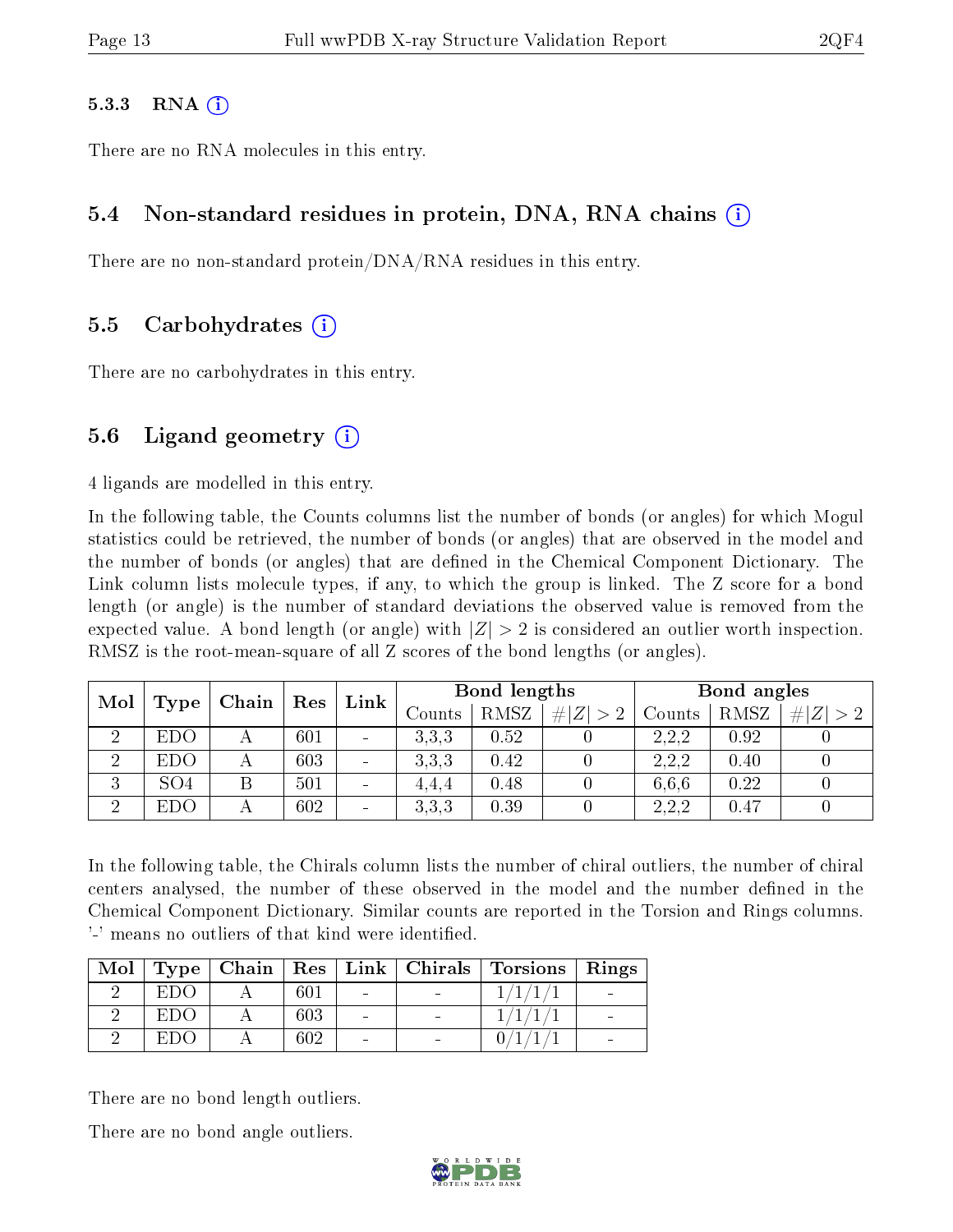#### 5.3.3 RNA

There are no RNA molecules in this entry.

### 5.4 Non-standard residues in protein, DNA, RNA chains

There are no non-standard protein/DNA/RNA residues in this entry.

### 5.5 Carbohydrates

There are no carbohydrates in this entry.

### 5.6 Ligand geometry

4 ligands are modelled in this entry.

In the following table, the Counts columns list the number of bonds (or angles) for which Mogul statistics could be retrieved, the number of bonds (or angles) that are observed in the model and the number of bonds (or angles) that are defined in the Chemical Component Dictionary. The Link column lists molecule types, if any, to which the group is linked. The Z score for a bond length (or angle) is the number of standard deviations the observed value is removed from the expected value. A bond length (or angle) with $|Z| > 2$ is considered an outlier worth inspection. RMSZ is the root-mean-square of all Z scores of the bond lengths (or angles).

| Mol | Type | Chain | Res | Link | Bond lengths | | | Bond angles | | |
|---|---|---|---|---|---|---|---|---|---|---|
| | | | | | Counts | RMSZ | $\#\|Z\| > 2$ | Counts | RMSZ | $\#\|Z\| > 2$ |
| 2 | EDO | A | 601 | - | 3,3,3 | 0.52 | 0 | 2,2,2 | 0.92 | 0 |
| 2 | EDO | A | 603 | - | 3,3,3 | 0.42 | 0 | 2,2,2 | 0.40 | 0 |
| 3 | SO4 | B | 501 | - | 4,4,4 | 0.48 | 0 | 6,6,6 | 0.22 | 0 |
| 2 | EDO | A | 602 | - | 3,3,3 | 0.39 | 0 | 2,2,2 | 0.47 | 0 |

In the following table, the Chirals column lists the number of chiral outliers, the number of chiral centers analysed, the number of these observed in the model and the number defined in the Chemical Component Dictionary. Similar counts are reported in the Torsion and Rings columns. '-' means no outliers of that kind were identified.

| Mol | Type | Chain | Res | Link | Chirals | Torsions | Rings |
|---|---|---|---|---|---|---|---|
| 2 | EDO | A | 601 | - | - | 1/1/1/1 | - |
| 2 | EDO | A | 603 | - | - | 1/1/1/1 | - |
| 2 | EDO | A | 602 | - | - | 0/1/1/1 | - |

There are no bond length outliers.

There are no bond angle outliers.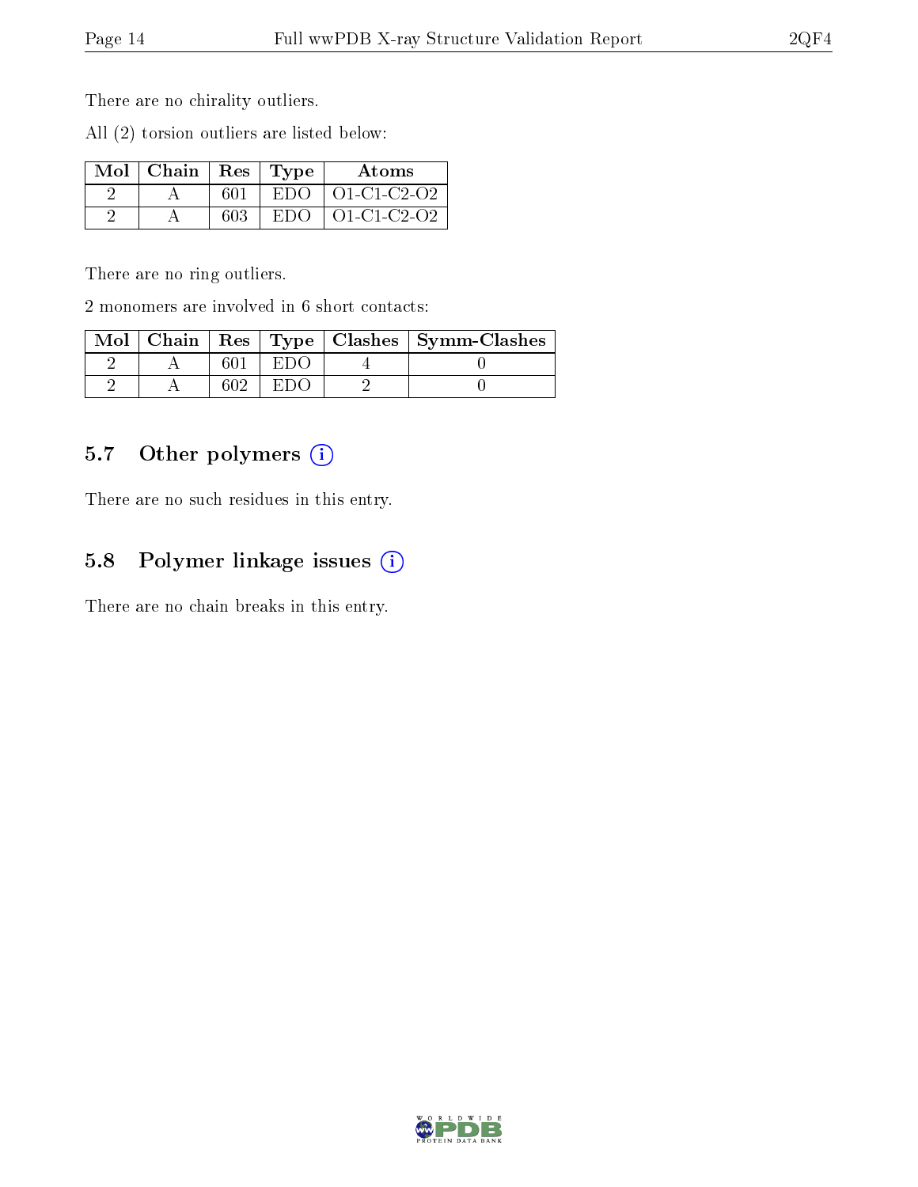There are no chirality outliers.

All (2) torsion outliers are listed below:

| Mol | Chain | Res | Type | Atoms |
|---|---|---|---|---|
| 2 | A | 601 | EDO | O1-C1-C2-O2 |
| 2 | A | 603 | EDO | O1-C1-C2-O2 |

There are no ring outliers.

2 monomers are involved in 6 short contacts:

| Mol | Chain | Res | Type | Clashes | Symm-Clashes |
|---|---|---|---|---|---|
| 2 | A | 601 | EDO | 4 | 0 |
| 2 | A | 602 | EDO | 2 | 0 |

### 5.7 Other polymers (i)

There are no such residues in this entry.

### 5.8 Polymer linkage issues (i)

There are no chain breaks in this entry.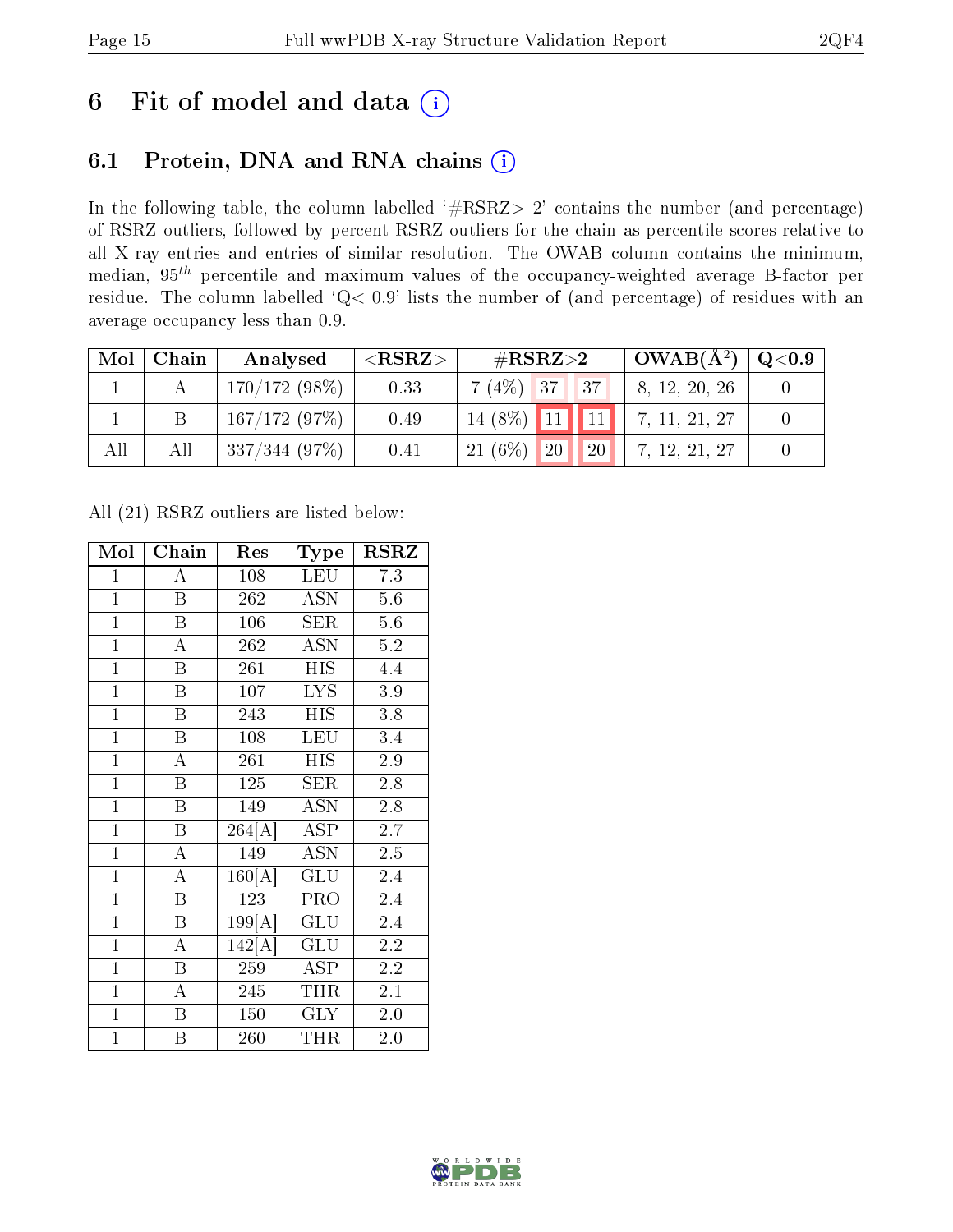# 6 Fit of model and data (i)

## 6.1 Protein, DNA and RNA chains (i)

In the following table, the column labelled '#RSRZ> 2' contains the number (and percentage) of RSRZ outliers, followed by percent RSRZ outliers for the chain as percentile scores relative to all X-ray entries and entries of similar resolution. The OWAB column contains the minimum, median, $95^{th}$ percentile and maximum values of the occupancy-weighted average B-factor per residue. The column labelled 'Q< 0.9' lists the number of (and percentage) of residues with an average occupancy less than 0.9.

| Mol | Chain | Analysed | <RSRZ> | #RSRZ>2 | | | OWAB(Å$^2$) | Q<0.9 |
|---|---|---|---|---|---|---|---|---|
| 1 | A | 170/172 (98%) | 0.33 | 7 (4%) | 37 | 37 | 8, 12, 20, 26 | 0 |
| 1 | B | 167/172 (97%) | 0.49 | 14 (8%) | 11 | 11 | 7, 11, 21, 27 | 0 |
| All | All | 337/344 (97%) | 0.41 | 21 (6%) | 20 | 20 | 7, 12, 21, 27 | 0 |

All (21) RSRZ outliers are listed below:

| Mol | Chain | Res | Type | RSRZ |
|---|---|---|---|---|
| 1 | A | 108 | LEU | 7.3 |
| 1 | B | 262 | ASN | 5.6 |
| 1 | B | 106 | SER | 5.6 |
| 1 | A | 262 | ASN | 5.2 |
| 1 | B | 261 | HIS | 4.4 |
| 1 | B | 107 | LYS | 3.9 |
| 1 | B | 243 | HIS | 3.8 |
| 1 | B | 108 | LEU | 3.4 |
| 1 | A | 261 | HIS | 2.9 |
| 1 | B | 125 | SER | 2.8 |
| 1 | B | 149 | ASN | 2.8 |
| 1 | B | 264[A] | ASP | 2.7 |
| 1 | A | 149 | ASN | 2.5 |
| 1 | A | 160[A] | GLU | 2.4 |
| 1 | B | 123 | PRO | 2.4 |
| 1 | B | 199[A] | GLU | 2.4 |
| 1 | A | 142[A] | GLU | 2.2 |
| 1 | B | 259 | ASP | 2.2 |
| 1 | A | 245 | THR | 2.1 |
| 1 | B | 150 | GLY | 2.0 |
| 1 | B | 260 | THR | 2.0 |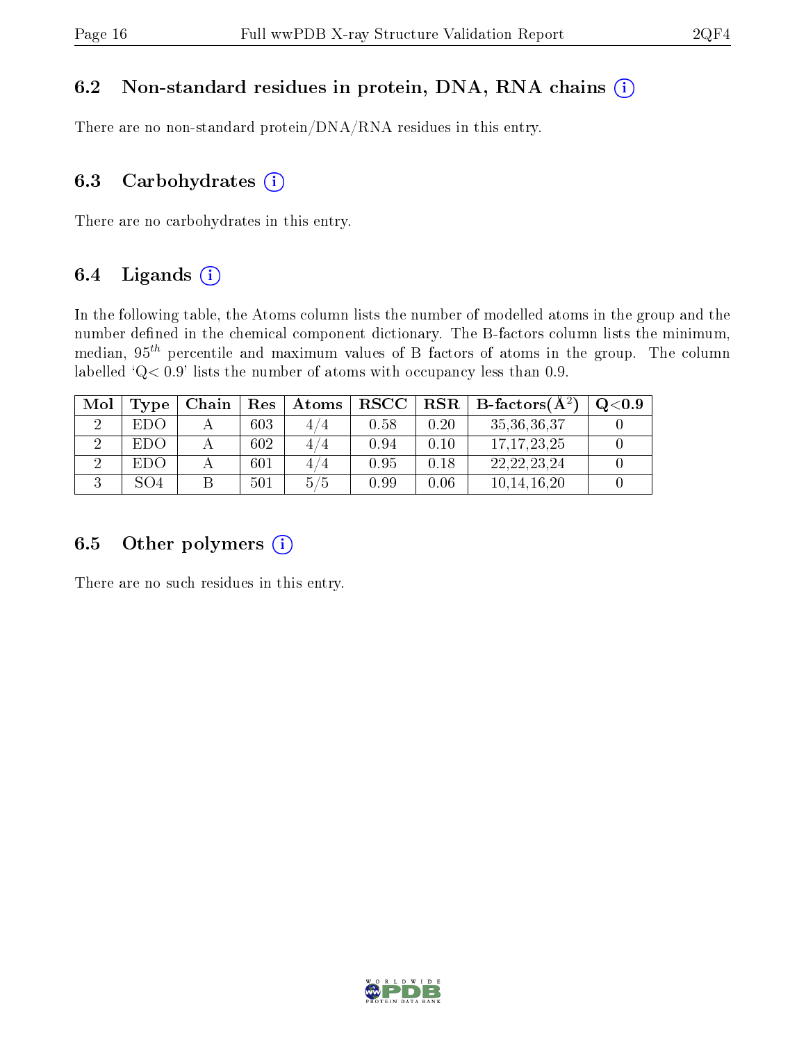### 6.2 Non-standard residues in protein, DNA, RNA chains (i)

There are no non-standard protein/DNA/RNA residues in this entry.

### 6.3 Carbohydrates (i)

There are no carbohydrates in this entry.

### 6.4 Ligands (i)

In the following table, the Atoms column lists the number of modelled atoms in the group and the number defined in the chemical component dictionary. The B-factors column lists the minimum, median, $95^{th}$ percentile and maximum values of B factors of atoms in the group. The column labelled 'Q< 0.9' lists the number of atoms with occupancy less than 0.9.

| Mol | Type | Chain | Res | Atoms | RSCC | RSR | B-factors(Å$^2$) | Q<0.9 |
|---|---|---|---|---|---|---|---|---|
| 2 | EDO | A | 603 | 4/4 | 0.58 | 0.20 | 35,36,36,37 | 0 |
| 2 | EDO | A | 602 | 4/4 | 0.94 | 0.10 | 17,17,23,25 | 0 |
| 2 | EDO | A | 601 | 4/4 | 0.95 | 0.18 | 22,22,23,24 | 0 |
| 3 | SO4 | B | 501 | 5/5 | 0.99 | 0.06 | 10,14,16,20 | 0 |

### 6.5 Other polymers (i)

There are no such residues in this entry.